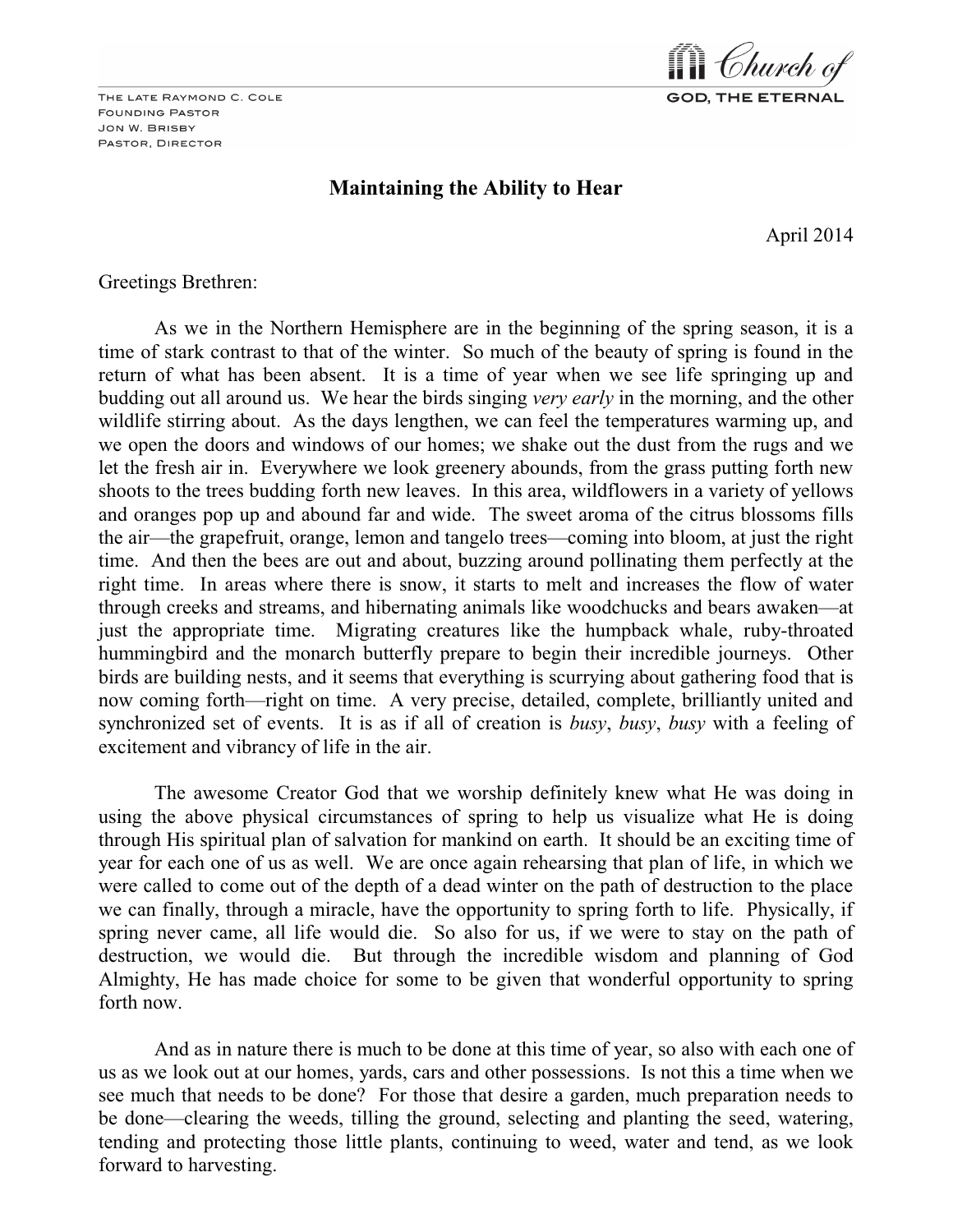Church of GOD, THE ETERNAL

The late Raymond C. Cole
Founding Pastor
Jon W. Brisby
Pastor, Director

# Maintaining the Ability to Hear

April 2014

Greetings Brethren:

As we in the Northern Hemisphere are in the beginning of the spring season, it is a time of stark contrast to that of the winter. So much of the beauty of spring is found in the return of what has been absent. It is a time of year when we see life springing up and budding out all around us. We hear the birds singing *very early* in the morning, and the other wildlife stirring about. As the days lengthen, we can feel the temperatures warming up, and we open the doors and windows of our homes; we shake out the dust from the rugs and we let the fresh air in. Everywhere we look greenery abounds, from the grass putting forth new shoots to the trees budding forth new leaves. In this area, wildflowers in a variety of yellows and oranges pop up and abound far and wide. The sweet aroma of the citrus blossoms fills the air—the grapefruit, orange, lemon and tangelo trees—coming into bloom, at just the right time. And then the bees are out and about, buzzing around pollinating them perfectly at the right time. In areas where there is snow, it starts to melt and increases the flow of water through creeks and streams, and hibernating animals like woodchucks and bears awaken—at just the appropriate time. Migrating creatures like the humpback whale, ruby-throated hummingbird and the monarch butterfly prepare to begin their incredible journeys. Other birds are building nests, and it seems that everything is scurrying about gathering food that is now coming forth—right on time. A very precise, detailed, complete, brilliantly united and synchronized set of events. It is as if all of creation is *busy*, *busy*, *busy* with a feeling of excitement and vibrancy of life in the air.

The awesome Creator God that we worship definitely knew what He was doing in using the above physical circumstances of spring to help us visualize what He is doing through His spiritual plan of salvation for mankind on earth. It should be an exciting time of year for each one of us as well. We are once again rehearsing that plan of life, in which we were called to come out of the depth of a dead winter on the path of destruction to the place we can finally, through a miracle, have the opportunity to spring forth to life. Physically, if spring never came, all life would die. So also for us, if we were to stay on the path of destruction, we would die. But through the incredible wisdom and planning of God Almighty, He has made choice for some to be given that wonderful opportunity to spring forth now.

And as in nature there is much to be done at this time of year, so also with each one of us as we look out at our homes, yards, cars and other possessions. Is not this a time when we see much that needs to be done? For those that desire a garden, much preparation needs to be done—clearing the weeds, tilling the ground, selecting and planting the seed, watering, tending and protecting those little plants, continuing to weed, water and tend, as we look forward to harvesting.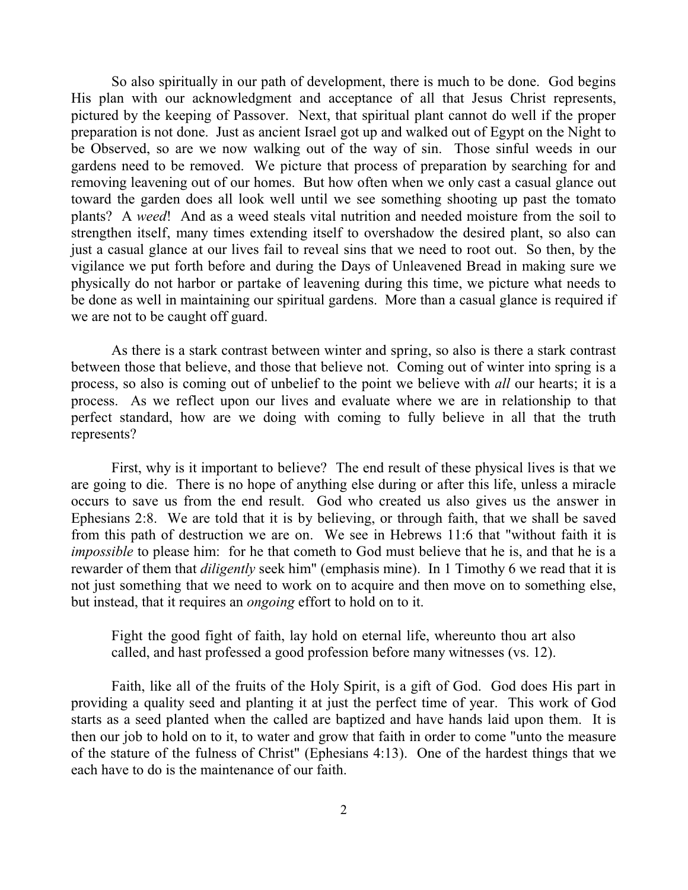So also spiritually in our path of development, there is much to be done. God begins His plan with our acknowledgment and acceptance of all that Jesus Christ represents, pictured by the keeping of Passover. Next, that spiritual plant cannot do well if the proper preparation is not done. Just as ancient Israel got up and walked out of Egypt on the Night to be Observed, so are we now walking out of the way of sin. Those sinful weeds in our gardens need to be removed. We picture that process of preparation by searching for and removing leavening out of our homes. But how often when we only cast a casual glance out toward the garden does all look well until we see something shooting up past the tomato plants? A *weed*! And as a weed steals vital nutrition and needed moisture from the soil to strengthen itself, many times extending itself to overshadow the desired plant, so also can just a casual glance at our lives fail to reveal sins that we need to root out. So then, by the vigilance we put forth before and during the Days of Unleavened Bread in making sure we physically do not harbor or partake of leavening during this time, we picture what needs to be done as well in maintaining our spiritual gardens. More than a casual glance is required if we are not to be caught off guard.

As there is a stark contrast between winter and spring, so also is there a stark contrast between those that believe, and those that believe not. Coming out of winter into spring is a process, so also is coming out of unbelief to the point we believe with *all* our hearts; it is a process. As we reflect upon our lives and evaluate where we are in relationship to that perfect standard, how are we doing with coming to fully believe in all that the truth represents?

First, why is it important to believe? The end result of these physical lives is that we are going to die. There is no hope of anything else during or after this life, unless a miracle occurs to save us from the end result. God who created us also gives us the answer in Ephesians 2:8. We are told that it is by believing, or through faith, that we shall be saved from this path of destruction we are on. We see in Hebrews 11:6 that "without faith it is *impossible* to please him: for he that cometh to God must believe that he is, and that he is a rewarder of them that *diligently* seek him" (emphasis mine). In 1 Timothy 6 we read that it is not just something that we need to work on to acquire and then move on to something else, but instead, that it requires an *ongoing* effort to hold on to it.

> Fight the good fight of faith, lay hold on eternal life, whereunto thou art also called, and hast professed a good profession before many witnesses (vs. 12).

Faith, like all of the fruits of the Holy Spirit, is a gift of God. God does His part in providing a quality seed and planting it at just the perfect time of year. This work of God starts as a seed planted when the called are baptized and have hands laid upon them. It is then our job to hold on to it, to water and grow that faith in order to come "unto the measure of the stature of the fulness of Christ" (Ephesians 4:13). One of the hardest things that we each have to do is the maintenance of our faith.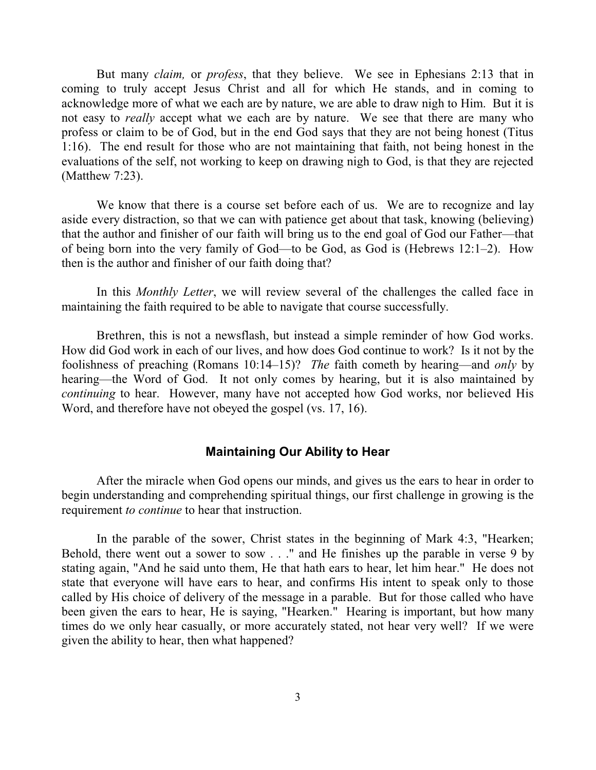But many *claim,* or *profess*, that they believe. We see in Ephesians 2:13 that in coming to truly accept Jesus Christ and all for which He stands, and in coming to acknowledge more of what we each are by nature, we are able to draw nigh to Him. But it is not easy to *really* accept what we each are by nature. We see that there are many who profess or claim to be of God, but in the end God says that they are not being honest (Titus 1:16). The end result for those who are not maintaining that faith, not being honest in the evaluations of the self, not working to keep on drawing nigh to God, is that they are rejected (Matthew 7:23).

We know that there is a course set before each of us. We are to recognize and lay aside every distraction, so that we can with patience get about that task, knowing (believing) that the author and finisher of our faith will bring us to the end goal of God our Father—that of being born into the very family of God—to be God, as God is (Hebrews 12:1–2). How then is the author and finisher of our faith doing that?

In this *Monthly Letter*, we will review several of the challenges the called face in maintaining the faith required to be able to navigate that course successfully.

Brethren, this is not a newsflash, but instead a simple reminder of how God works. How did God work in each of our lives, and how does God continue to work? Is it not by the foolishness of preaching (Romans 10:14–15)? *The* faith cometh by hearing—and *only* by hearing—the Word of God. It not only comes by hearing, but it is also maintained by *continuing* to hear. However, many have not accepted how God works, nor believed His Word, and therefore have not obeyed the gospel (vs. 17, 16).

## Maintaining Our Ability to Hear

After the miracle when God opens our minds, and gives us the ears to hear in order to begin understanding and comprehending spiritual things, our first challenge in growing is the requirement *to continue* to hear that instruction.

In the parable of the sower, Christ states in the beginning of Mark 4:3, "Hearken; Behold, there went out a sower to sow . . ." and He finishes up the parable in verse 9 by stating again, "And he said unto them, He that hath ears to hear, let him hear." He does not state that everyone will have ears to hear, and confirms His intent to speak only to those called by His choice of delivery of the message in a parable. But for those called who have been given the ears to hear, He is saying, "Hearken." Hearing is important, but how many times do we only hear casually, or more accurately stated, not hear very well? If we were given the ability to hear, then what happened?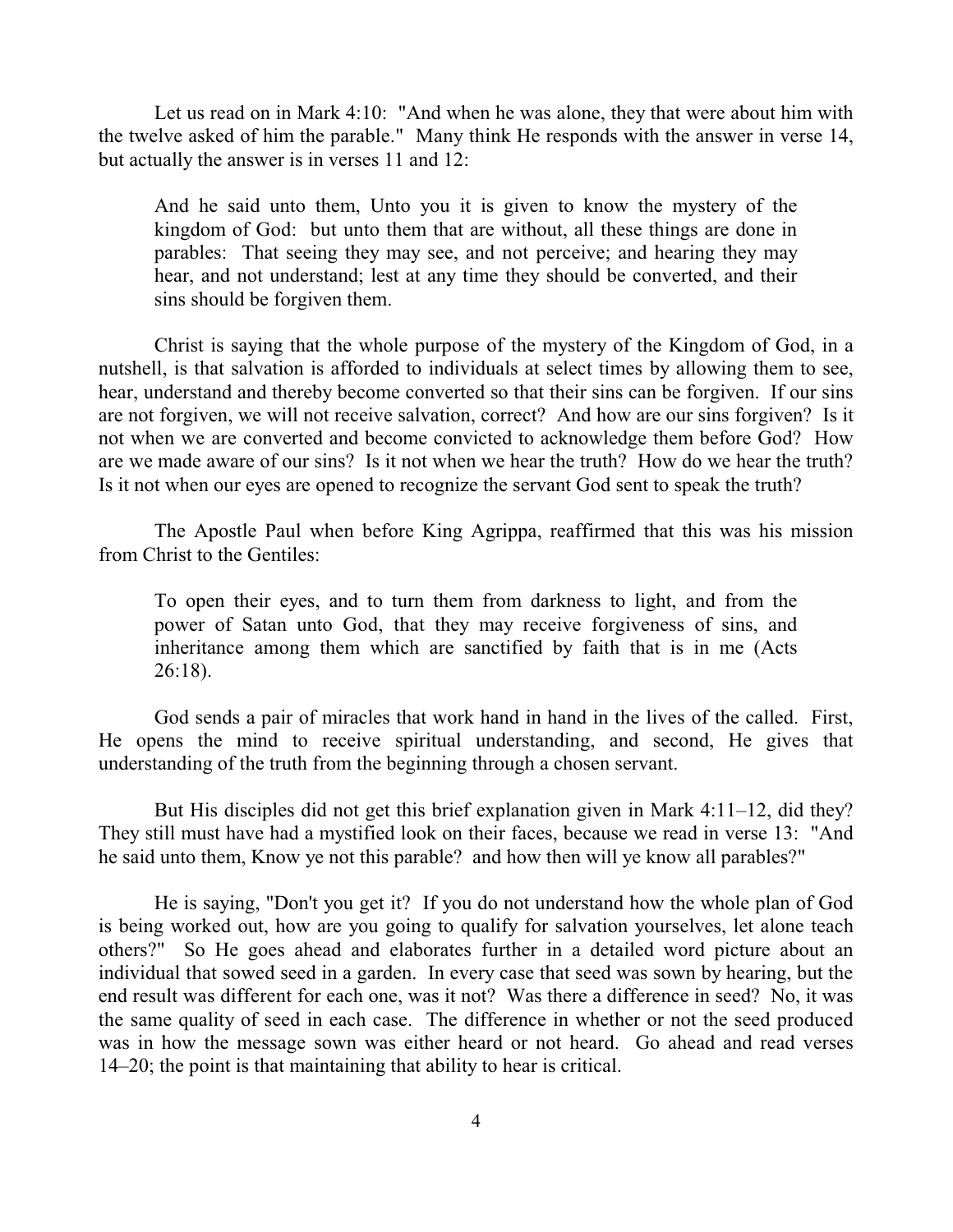Let us read on in Mark 4:10: "And when he was alone, they that were about him with the twelve asked of him the parable." Many think He responds with the answer in verse 14, but actually the answer is in verses 11 and 12:

> And he said unto them, Unto you it is given to know the mystery of the kingdom of God: but unto them that are without, all these things are done in parables: That seeing they may see, and not perceive; and hearing they may hear, and not understand; lest at any time they should be converted, and their sins should be forgiven them.

Christ is saying that the whole purpose of the mystery of the Kingdom of God, in a nutshell, is that salvation is afforded to individuals at select times by allowing them to see, hear, understand and thereby become converted so that their sins can be forgiven. If our sins are not forgiven, we will not receive salvation, correct? And how are our sins forgiven? Is it not when we are converted and become convicted to acknowledge them before God? How are we made aware of our sins? Is it not when we hear the truth? How do we hear the truth? Is it not when our eyes are opened to recognize the servant God sent to speak the truth?

The Apostle Paul when before King Agrippa, reaffirmed that this was his mission from Christ to the Gentiles:

> To open their eyes, and to turn them from darkness to light, and from the power of Satan unto God, that they may receive forgiveness of sins, and inheritance among them which are sanctified by faith that is in me (Acts 26:18).

God sends a pair of miracles that work hand in hand in the lives of the called. First, He opens the mind to receive spiritual understanding, and second, He gives that understanding of the truth from the beginning through a chosen servant.

But His disciples did not get this brief explanation given in Mark 4:11–12, did they? They still must have had a mystified look on their faces, because we read in verse 13: "And he said unto them, Know ye not this parable? and how then will ye know all parables?"

He is saying, "Don't you get it? If you do not understand how the whole plan of God is being worked out, how are you going to qualify for salvation yourselves, let alone teach others?" So He goes ahead and elaborates further in a detailed word picture about an individual that sowed seed in a garden. In every case that seed was sown by hearing, but the end result was different for each one, was it not? Was there a difference in seed? No, it was the same quality of seed in each case. The difference in whether or not the seed produced was in how the message sown was either heard or not heard. Go ahead and read verses 14–20; the point is that maintaining that ability to hear is critical.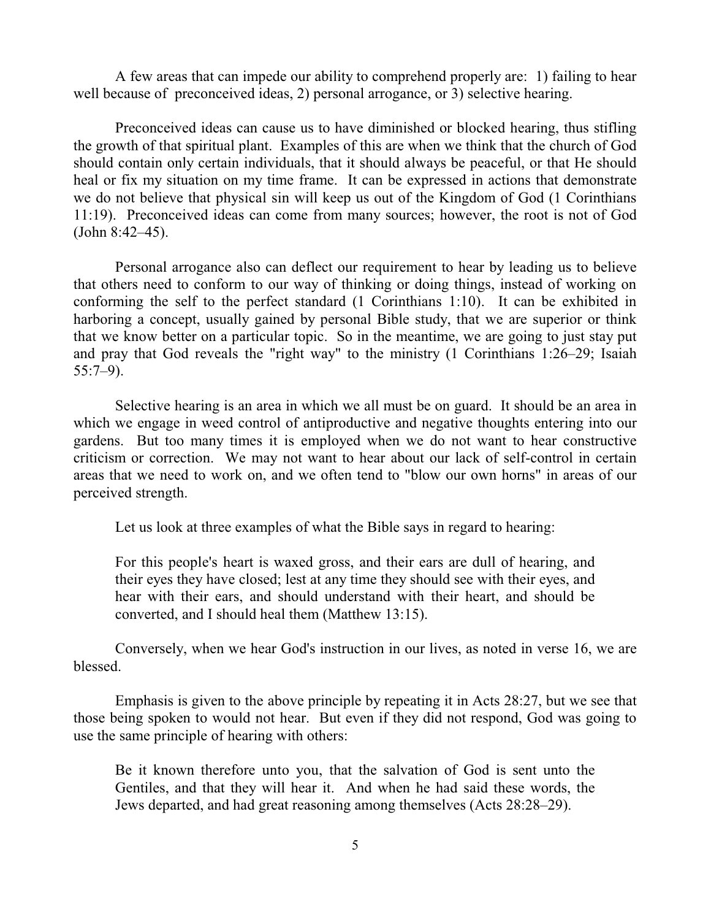A few areas that can impede our ability to comprehend properly are: 1) failing to hear well because of preconceived ideas, 2) personal arrogance, or 3) selective hearing.

Preconceived ideas can cause us to have diminished or blocked hearing, thus stifling the growth of that spiritual plant. Examples of this are when we think that the church of God should contain only certain individuals, that it should always be peaceful, or that He should heal or fix my situation on my time frame. It can be expressed in actions that demonstrate we do not believe that physical sin will keep us out of the Kingdom of God (1 Corinthians 11:19). Preconceived ideas can come from many sources; however, the root is not of God (John 8:42–45).

Personal arrogance also can deflect our requirement to hear by leading us to believe that others need to conform to our way of thinking or doing things, instead of working on conforming the self to the perfect standard (1 Corinthians 1:10). It can be exhibited in harboring a concept, usually gained by personal Bible study, that we are superior or think that we know better on a particular topic. So in the meantime, we are going to just stay put and pray that God reveals the "right way" to the ministry (1 Corinthians 1:26–29; Isaiah 55:7–9).

Selective hearing is an area in which we all must be on guard. It should be an area in which we engage in weed control of antiproductive and negative thoughts entering into our gardens. But too many times it is employed when we do not want to hear constructive criticism or correction. We may not want to hear about our lack of self-control in certain areas that we need to work on, and we often tend to "blow our own horns" in areas of our perceived strength.

Let us look at three examples of what the Bible says in regard to hearing:

> For this people's heart is waxed gross, and their ears are dull of hearing, and their eyes they have closed; lest at any time they should see with their eyes, and hear with their ears, and should understand with their heart, and should be converted, and I should heal them (Matthew 13:15).

Conversely, when we hear God's instruction in our lives, as noted in verse 16, we are blessed.

Emphasis is given to the above principle by repeating it in Acts 28:27, but we see that those being spoken to would not hear. But even if they did not respond, God was going to use the same principle of hearing with others:

> Be it known therefore unto you, that the salvation of God is sent unto the Gentiles, and that they will hear it. And when he had said these words, the Jews departed, and had great reasoning among themselves (Acts 28:28–29).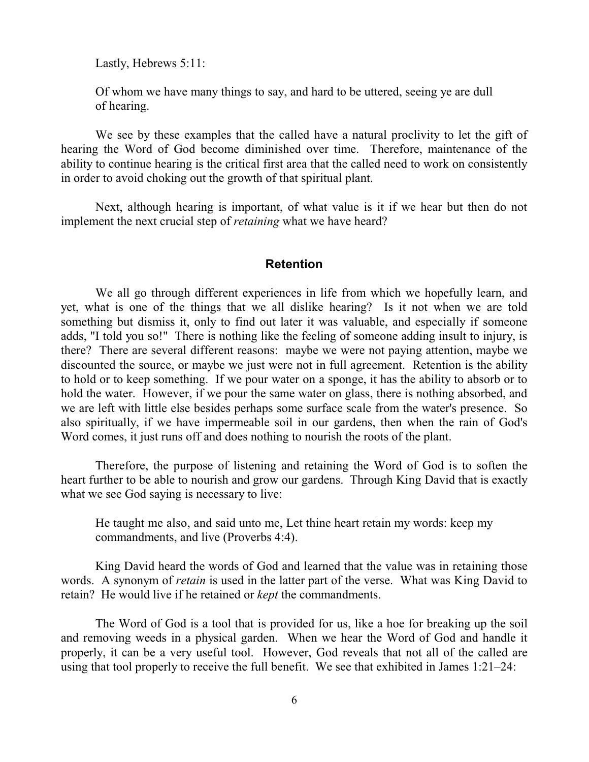Lastly, Hebrews 5:11:

> Of whom we have many things to say, and hard to be uttered, seeing ye are dull of hearing.

We see by these examples that the called have a natural proclivity to let the gift of hearing the Word of God become diminished over time. Therefore, maintenance of the ability to continue hearing is the critical first area that the called need to work on consistently in order to avoid choking out the growth of that spiritual plant.

Next, although hearing is important, of what value is it if we hear but then do not implement the next crucial step of *retaining* what we have heard?

## Retention

We all go through different experiences in life from which we hopefully learn, and yet, what is one of the things that we all dislike hearing? Is it not when we are told something but dismiss it, only to find out later it was valuable, and especially if someone adds, "I told you so!" There is nothing like the feeling of someone adding insult to injury, is there? There are several different reasons: maybe we were not paying attention, maybe we discounted the source, or maybe we just were not in full agreement. Retention is the ability to hold or to keep something. If we pour water on a sponge, it has the ability to absorb or to hold the water. However, if we pour the same water on glass, there is nothing absorbed, and we are left with little else besides perhaps some surface scale from the water's presence. So also spiritually, if we have impermeable soil in our gardens, then when the rain of God's Word comes, it just runs off and does nothing to nourish the roots of the plant.

Therefore, the purpose of listening and retaining the Word of God is to soften the heart further to be able to nourish and grow our gardens. Through King David that is exactly what we see God saying is necessary to live:

> He taught me also, and said unto me, Let thine heart retain my words: keep my commandments, and live (Proverbs 4:4).

King David heard the words of God and learned that the value was in retaining those words. A synonym of *retain* is used in the latter part of the verse. What was King David to retain? He would live if he retained or *kept* the commandments.

The Word of God is a tool that is provided for us, like a hoe for breaking up the soil and removing weeds in a physical garden. When we hear the Word of God and handle it properly, it can be a very useful tool. However, God reveals that not all of the called are using that tool properly to receive the full benefit. We see that exhibited in James 1:21–24: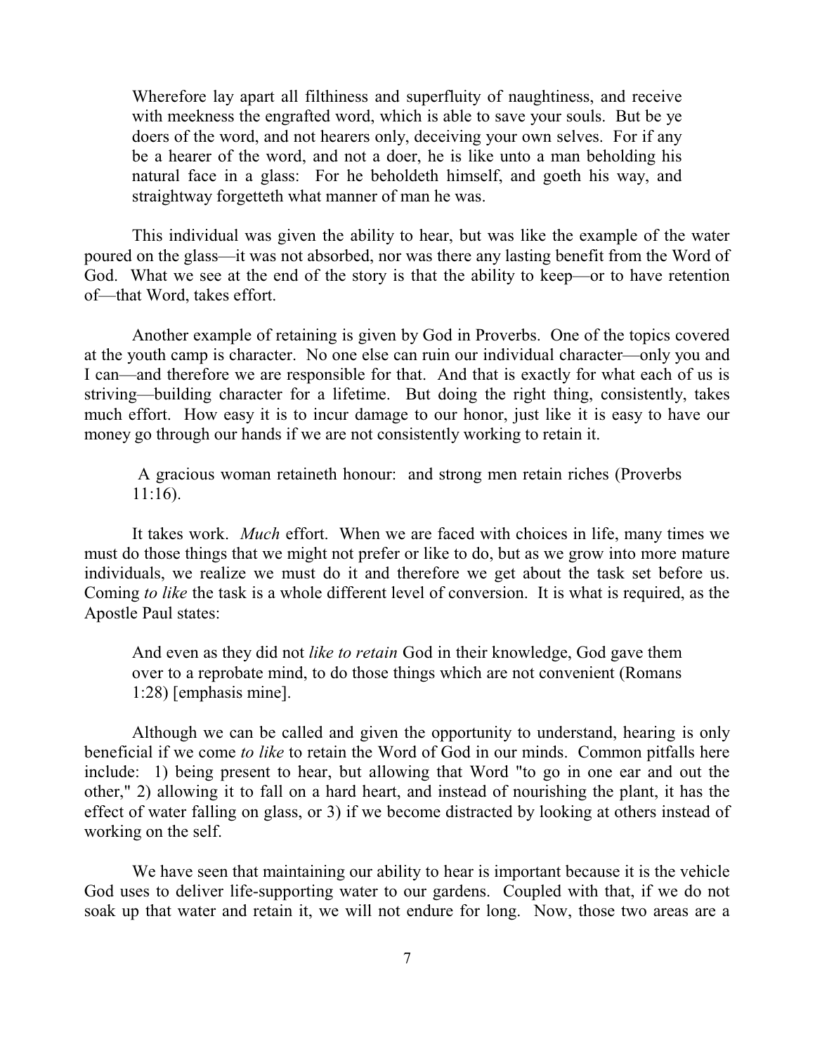> Wherefore lay apart all filthiness and superfluity of naughtiness, and receive with meekness the engrafted word, which is able to save your souls. But be ye doers of the word, and not hearers only, deceiving your own selves. For if any be a hearer of the word, and not a doer, he is like unto a man beholding his natural face in a glass: For he beholdeth himself, and goeth his way, and straightway forgetteth what manner of man he was.

This individual was given the ability to hear, but was like the example of the water poured on the glass—it was not absorbed, nor was there any lasting benefit from the Word of God. What we see at the end of the story is that the ability to keep—or to have retention of—that Word, takes effort.

Another example of retaining is given by God in Proverbs. One of the topics covered at the youth camp is character. No one else can ruin our individual character—only you and I can—and therefore we are responsible for that. And that is exactly for what each of us is striving—building character for a lifetime. But doing the right thing, consistently, takes much effort. How easy it is to incur damage to our honor, just like it is easy to have our money go through our hands if we are not consistently working to retain it.

> A gracious woman retaineth honour: and strong men retain riches (Proverbs 11:16).

It takes work. *Much* effort. When we are faced with choices in life, many times we must do those things that we might not prefer or like to do, but as we grow into more mature individuals, we realize we must do it and therefore we get about the task set before us. Coming *to like* the task is a whole different level of conversion. It is what is required, as the Apostle Paul states:

> And even as they did not *like to retain* God in their knowledge, God gave them over to a reprobate mind, to do those things which are not convenient (Romans 1:28) [emphasis mine].

Although we can be called and given the opportunity to understand, hearing is only beneficial if we come *to like* to retain the Word of God in our minds. Common pitfalls here include: 1) being present to hear, but allowing that Word "to go in one ear and out the other," 2) allowing it to fall on a hard heart, and instead of nourishing the plant, it has the effect of water falling on glass, or 3) if we become distracted by looking at others instead of working on the self.

We have seen that maintaining our ability to hear is important because it is the vehicle God uses to deliver life-supporting water to our gardens. Coupled with that, if we do not soak up that water and retain it, we will not endure for long. Now, those two areas are a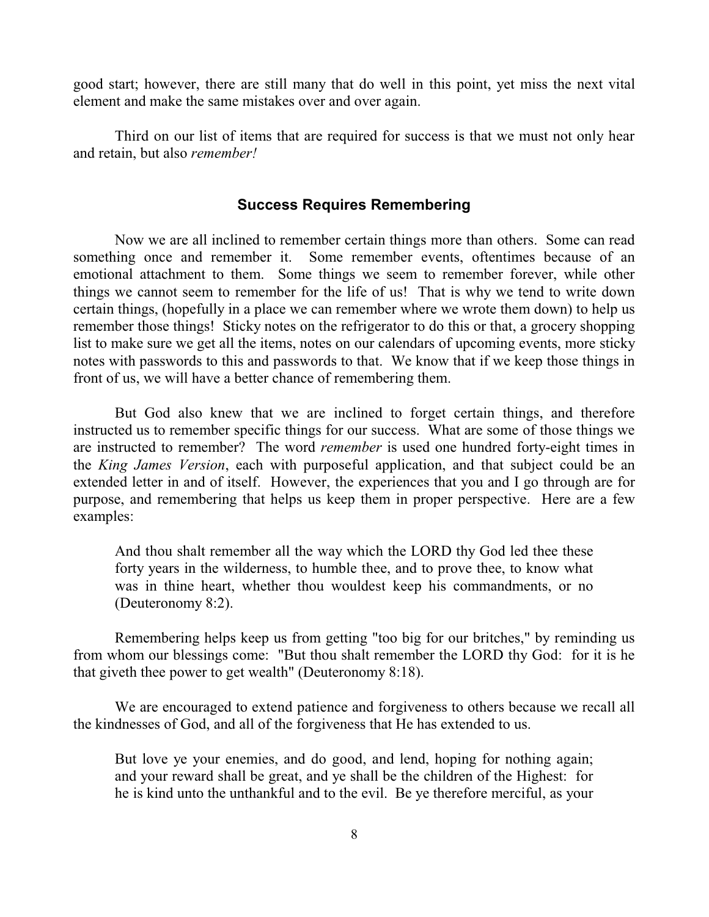good start; however, there are still many that do well in this point, yet miss the next vital element and make the same mistakes over and over again.

Third on our list of items that are required for success is that we must not only hear and retain, but also *remember!*

## Success Requires Remembering

Now we are all inclined to remember certain things more than others. Some can read something once and remember it. Some remember events, oftentimes because of an emotional attachment to them. Some things we seem to remember forever, while other things we cannot seem to remember for the life of us! That is why we tend to write down certain things, (hopefully in a place we can remember where we wrote them down) to help us remember those things! Sticky notes on the refrigerator to do this or that, a grocery shopping list to make sure we get all the items, notes on our calendars of upcoming events, more sticky notes with passwords to this and passwords to that. We know that if we keep those things in front of us, we will have a better chance of remembering them.

But God also knew that we are inclined to forget certain things, and therefore instructed us to remember specific things for our success. What are some of those things we are instructed to remember? The word *remember* is used one hundred forty-eight times in the *King James Version*, each with purposeful application, and that subject could be an extended letter in and of itself. However, the experiences that you and I go through are for purpose, and remembering that helps us keep them in proper perspective. Here are a few examples:

> And thou shalt remember all the way which the LORD thy God led thee these forty years in the wilderness, to humble thee, and to prove thee, to know what was in thine heart, whether thou wouldest keep his commandments, or no (Deuteronomy 8:2).

Remembering helps keep us from getting "too big for our britches," by reminding us from whom our blessings come: "But thou shalt remember the LORD thy God: for it is he that giveth thee power to get wealth" (Deuteronomy 8:18).

We are encouraged to extend patience and forgiveness to others because we recall all the kindnesses of God, and all of the forgiveness that He has extended to us.

> But love ye your enemies, and do good, and lend, hoping for nothing again; and your reward shall be great, and ye shall be the children of the Highest: for he is kind unto the unthankful and to the evil. Be ye therefore merciful, as your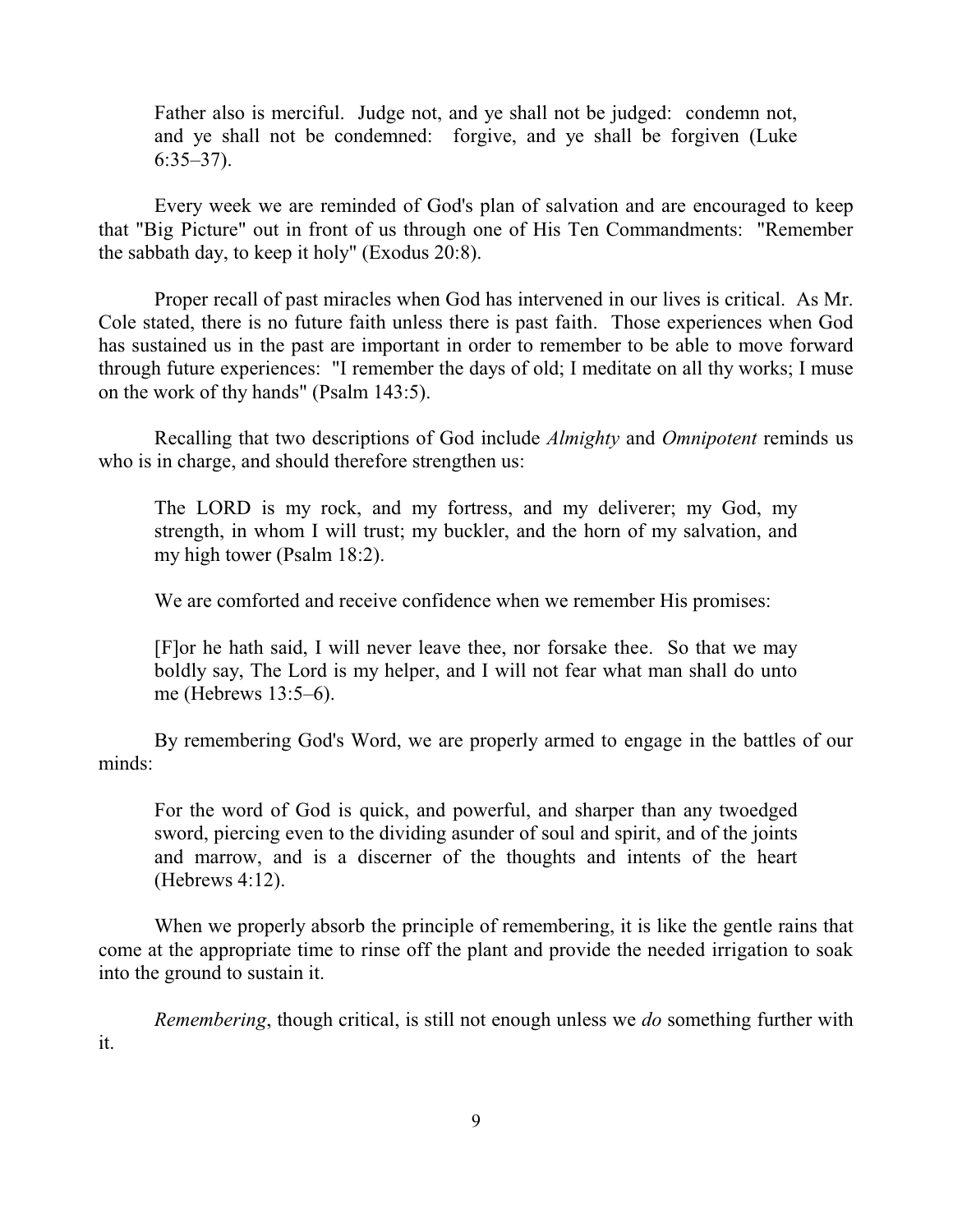> Father also is merciful. Judge not, and ye shall not be judged: condemn not, and ye shall not be condemned: forgive, and ye shall be forgiven (Luke 6:35–37).

Every week we are reminded of God's plan of salvation and are encouraged to keep that "Big Picture" out in front of us through one of His Ten Commandments: "Remember the sabbath day, to keep it holy" (Exodus 20:8).

Proper recall of past miracles when God has intervened in our lives is critical. As Mr. Cole stated, there is no future faith unless there is past faith. Those experiences when God has sustained us in the past are important in order to remember to be able to move forward through future experiences: "I remember the days of old; I meditate on all thy works; I muse on the work of thy hands" (Psalm 143:5).

Recalling that two descriptions of God include *Almighty* and *Omnipotent* reminds us who is in charge, and should therefore strengthen us:

> The LORD is my rock, and my fortress, and my deliverer; my God, my strength, in whom I will trust; my buckler, and the horn of my salvation, and my high tower (Psalm 18:2).

We are comforted and receive confidence when we remember His promises:

> [F]or he hath said, I will never leave thee, nor forsake thee. So that we may boldly say, The Lord is my helper, and I will not fear what man shall do unto me (Hebrews 13:5–6).

By remembering God's Word, we are properly armed to engage in the battles of our minds:

> For the word of God is quick, and powerful, and sharper than any twoedged sword, piercing even to the dividing asunder of soul and spirit, and of the joints and marrow, and is a discerner of the thoughts and intents of the heart (Hebrews 4:12).

When we properly absorb the principle of remembering, it is like the gentle rains that come at the appropriate time to rinse off the plant and provide the needed irrigation to soak into the ground to sustain it.

*Remembering*, though critical, is still not enough unless we *do* something further with it.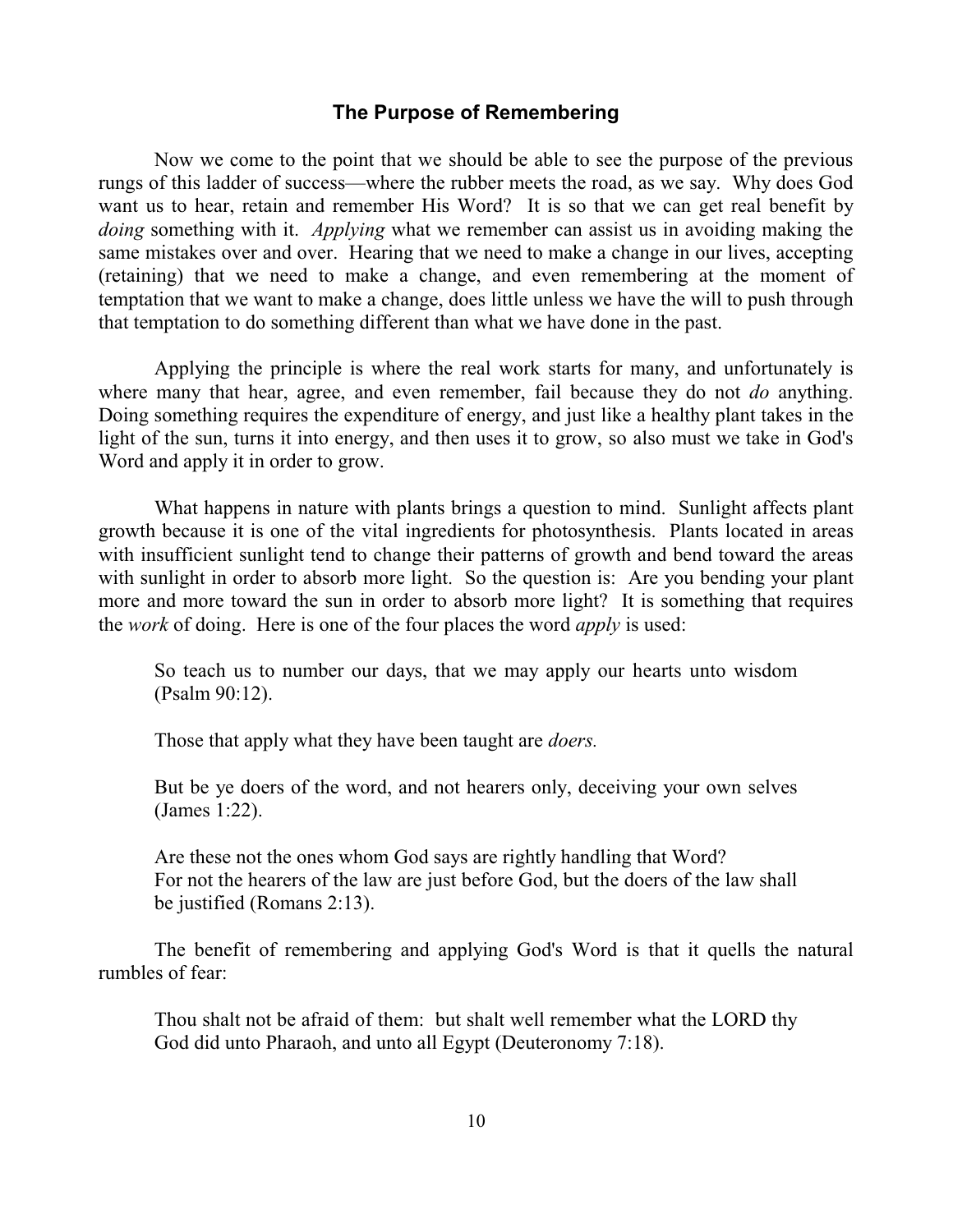## The Purpose of Remembering

Now we come to the point that we should be able to see the purpose of the previous rungs of this ladder of success—where the rubber meets the road, as we say. Why does God want us to hear, retain and remember His Word? It is so that we can get real benefit by *doing* something with it. *Applying* what we remember can assist us in avoiding making the same mistakes over and over. Hearing that we need to make a change in our lives, accepting (retaining) that we need to make a change, and even remembering at the moment of temptation that we want to make a change, does little unless we have the will to push through that temptation to do something different than what we have done in the past.

Applying the principle is where the real work starts for many, and unfortunately is where many that hear, agree, and even remember, fail because they do not *do* anything. Doing something requires the expenditure of energy, and just like a healthy plant takes in the light of the sun, turns it into energy, and then uses it to grow, so also must we take in God's Word and apply it in order to grow.

What happens in nature with plants brings a question to mind. Sunlight affects plant growth because it is one of the vital ingredients for photosynthesis. Plants located in areas with insufficient sunlight tend to change their patterns of growth and bend toward the areas with sunlight in order to absorb more light. So the question is: Are you bending your plant more and more toward the sun in order to absorb more light? It is something that requires the *work* of doing. Here is one of the four places the word *apply* is used:

> So teach us to number our days, that we may apply our hearts unto wisdom (Psalm 90:12).

Those that apply what they have been taught are *doers.*

> But be ye doers of the word, and not hearers only, deceiving your own selves (James 1:22).

Are these not the ones whom God says are rightly handling that Word?

> For not the hearers of the law are just before God, but the doers of the law shall be justified (Romans 2:13).

The benefit of remembering and applying God's Word is that it quells the natural rumbles of fear:

> Thou shalt not be afraid of them: but shalt well remember what the LORD thy God did unto Pharaoh, and unto all Egypt (Deuteronomy 7:18).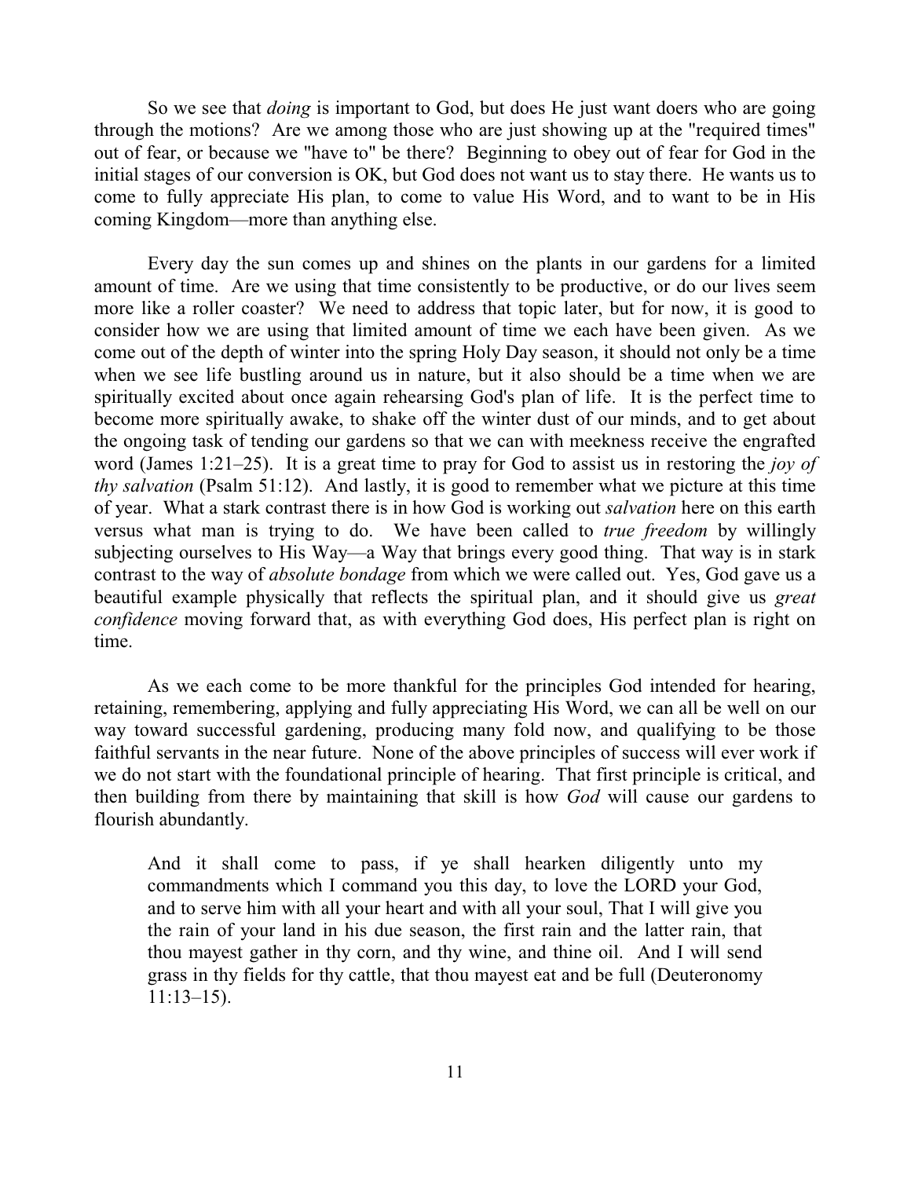So we see that *doing* is important to God, but does He just want doers who are going through the motions? Are we among those who are just showing up at the "required times" out of fear, or because we "have to" be there? Beginning to obey out of fear for God in the initial stages of our conversion is OK, but God does not want us to stay there. He wants us to come to fully appreciate His plan, to come to value His Word, and to want to be in His coming Kingdom—more than anything else.

Every day the sun comes up and shines on the plants in our gardens for a limited amount of time. Are we using that time consistently to be productive, or do our lives seem more like a roller coaster? We need to address that topic later, but for now, it is good to consider how we are using that limited amount of time we each have been given. As we come out of the depth of winter into the spring Holy Day season, it should not only be a time when we see life bustling around us in nature, but it also should be a time when we are spiritually excited about once again rehearsing God's plan of life. It is the perfect time to become more spiritually awake, to shake off the winter dust of our minds, and to get about the ongoing task of tending our gardens so that we can with meekness receive the engrafted word (James 1:21–25). It is a great time to pray for God to assist us in restoring the *joy of thy salvation* (Psalm 51:12). And lastly, it is good to remember what we picture at this time of year. What a stark contrast there is in how God is working out *salvation* here on this earth versus what man is trying to do. We have been called to *true freedom* by willingly subjecting ourselves to His Way—a Way that brings every good thing. That way is in stark contrast to the way of *absolute bondage* from which we were called out. Yes, God gave us a beautiful example physically that reflects the spiritual plan, and it should give us *great confidence* moving forward that, as with everything God does, His perfect plan is right on time.

As we each come to be more thankful for the principles God intended for hearing, retaining, remembering, applying and fully appreciating His Word, we can all be well on our way toward successful gardening, producing many fold now, and qualifying to be those faithful servants in the near future. None of the above principles of success will ever work if we do not start with the foundational principle of hearing. That first principle is critical, and then building from there by maintaining that skill is how *God* will cause our gardens to flourish abundantly.

> And it shall come to pass, if ye shall hearken diligently unto my commandments which I command you this day, to love the LORD your God, and to serve him with all your heart and with all your soul, That I will give you the rain of your land in his due season, the first rain and the latter rain, that thou mayest gather in thy corn, and thy wine, and thine oil. And I will send grass in thy fields for thy cattle, that thou mayest eat and be full (Deuteronomy 11:13–15).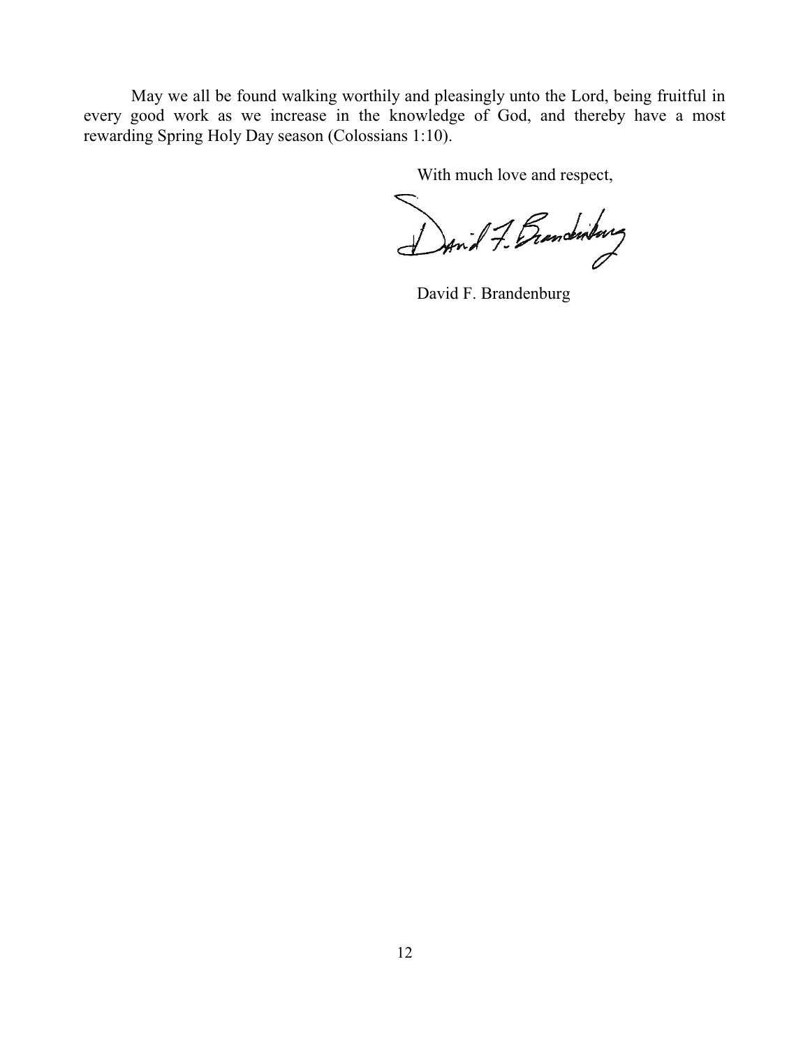May we all be found walking worthily and pleasingly unto the Lord, being fruitful in every good work as we increase in the knowledge of God, and thereby have a most rewarding Spring Holy Day season (Colossians 1:10).

With much love and respect,

David F. Brandenburg